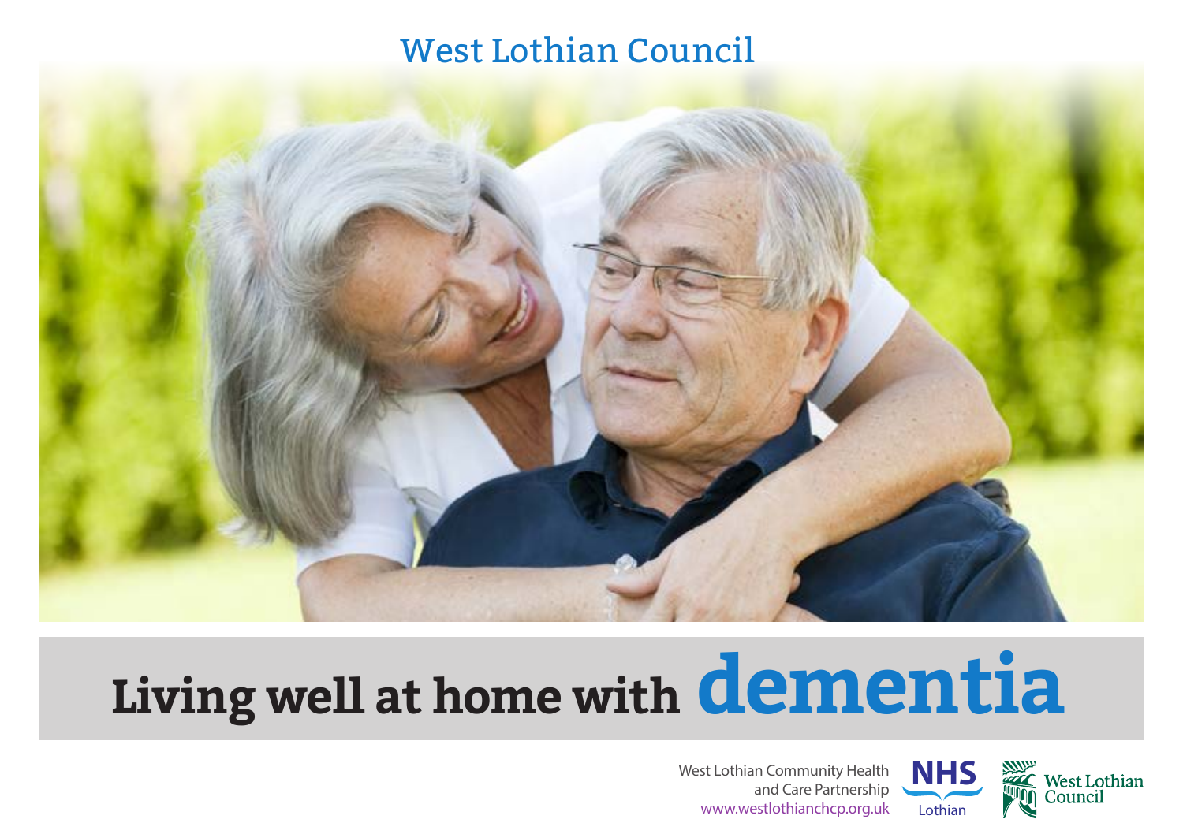West Lothian Council

# Living well at home with dementia

West Lothian Community Health and Care Partnership
www.westlothianchcp.org.uk

NHS Lothian

West Lothian Council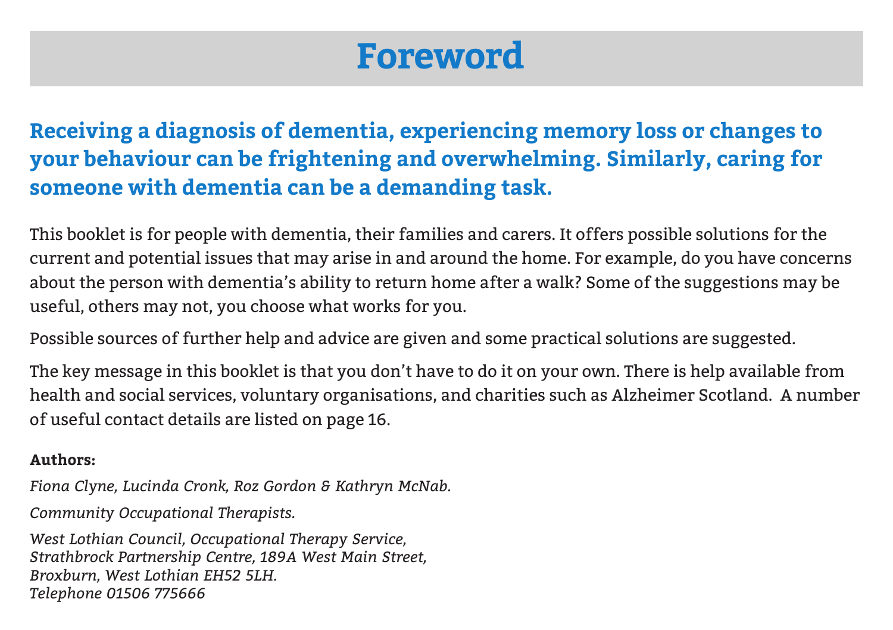# Foreword

**Receiving a diagnosis of dementia, experiencing memory loss or changes to your behaviour can be frightening and overwhelming. Similarly, caring for someone with dementia can be a demanding task.**

This booklet is for people with dementia, their families and carers. It offers possible solutions for the current and potential issues that may arise in and around the home. For example, do you have concerns about the person with dementia's ability to return home after a walk? Some of the suggestions may be useful, others may not, you choose what works for you.

Possible sources of further help and advice are given and some practical solutions are suggested.

The key message in this booklet is that you don't have to do it on your own. There is help available from health and social services, voluntary organisations, and charities such as Alzheimer Scotland. A number of useful contact details are listed on page 16.

**Authors:**

*Fiona Clyne, Lucinda Cronk, Roz Gordon & Kathryn McNab.*

*Community Occupational Therapists.*

*West Lothian Council, Occupational Therapy Service,
Strathbrock Partnership Centre, 189A West Main Street,
Broxburn, West Lothian EH52 5LH.
Telephone 01506 775666*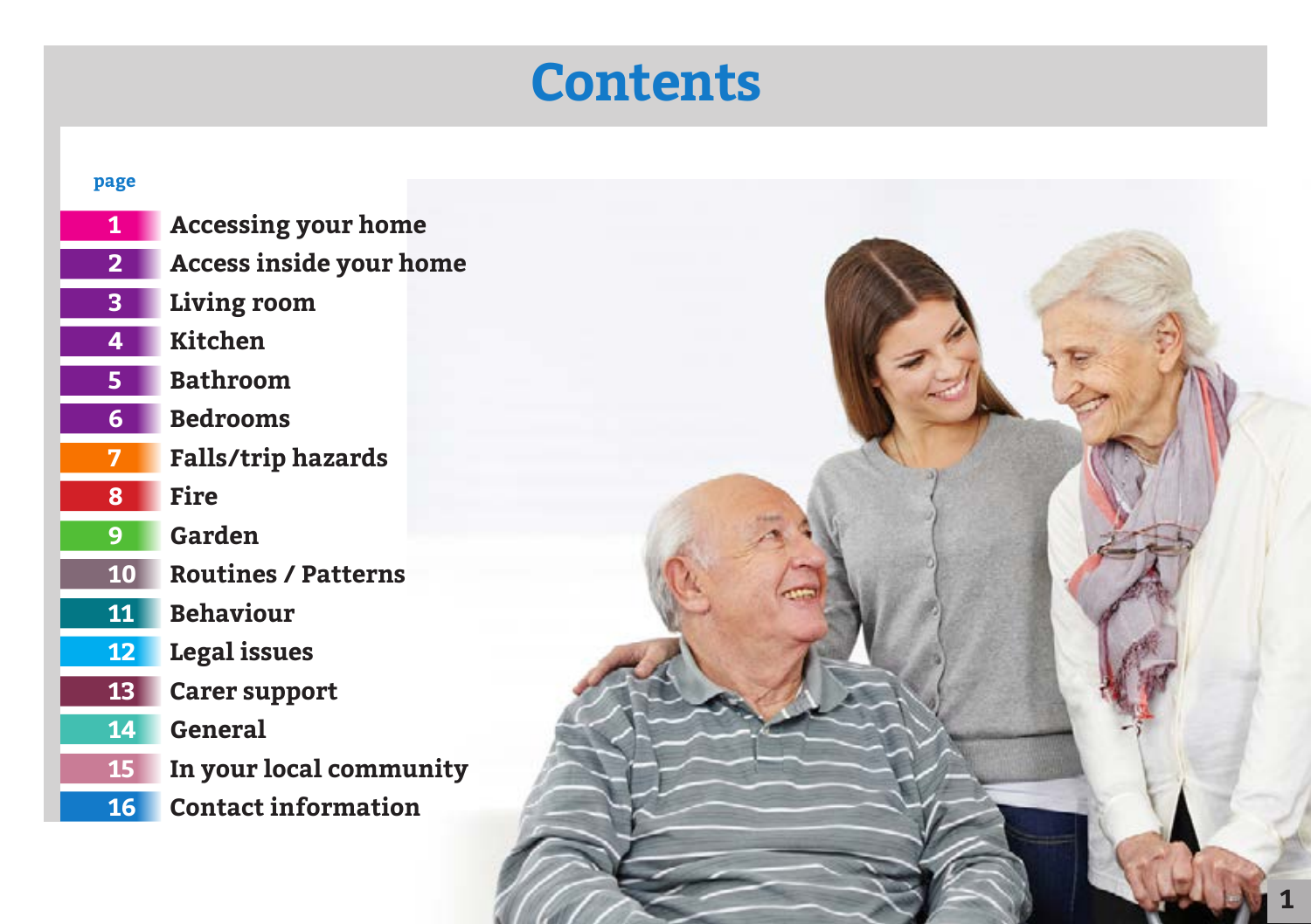# Contents

| page | |
|---|---|
| 1 | Accessing your home |
| 2 | Access inside your home |
| 3 | Living room |
| 4 | Kitchen |
| 5 | Bathroom |
| 6 | Bedrooms |
| 7 | Falls/trip hazards |
| 8 | Fire |
| 9 | Garden |
| 10 | Routines / Patterns |
| 11 | Behaviour |
| 12 | Legal issues |
| 13 | Carer support |
| 14 | General |
| 15 | In your local community |
| 16 | Contact information |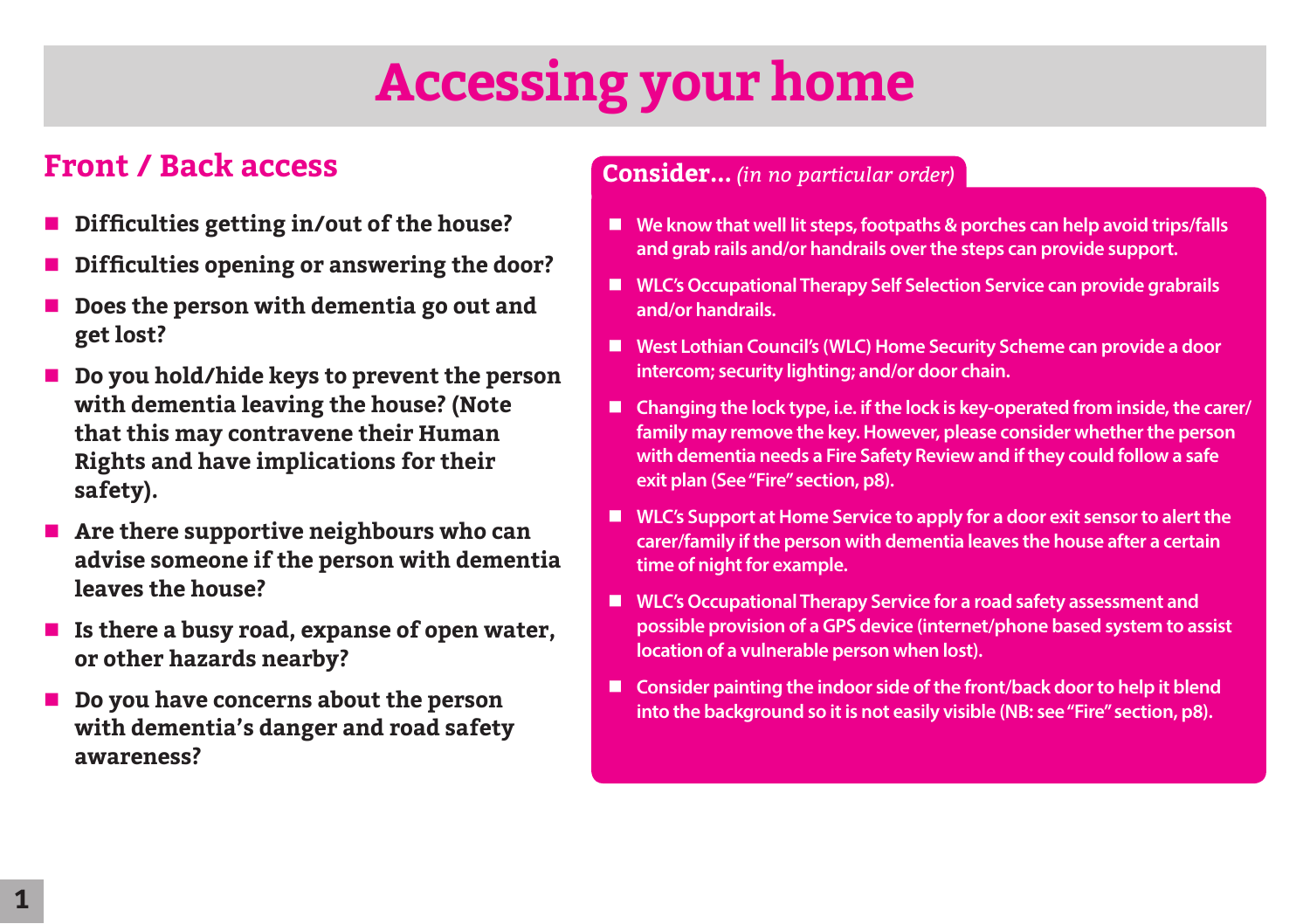# Accessing your home

## Front / Back access

- **Difficulties getting in/out of the house?**
- **Difficulties opening or answering the door?**
- **Does the person with dementia go out and get lost?**
- **Do you hold/hide keys to prevent the person with dementia leaving the house? (Note that this may contravene their Human Rights and have implications for their safety).**
- **Are there supportive neighbours who can advise someone if the person with dementia leaves the house?**
- **Is there a busy road, expanse of open water, or other hazards nearby?**
- **Do you have concerns about the person with dementia's danger and road safety awareness?**

### Consider... *(in no particular order)*

- **We know that well lit steps, footpaths & porches can help avoid trips/falls and grab rails and/or handrails over the steps can provide support.**
- **WLC's Occupational Therapy Self Selection Service can provide grabrails and/or handrails.**
- **West Lothian Council's (WLC) Home Security Scheme can provide a door intercom; security lighting; and/or door chain.**
- **Changing the lock type, i.e. if the lock is key-operated from inside, the carer/family may remove the key. However, please consider whether the person with dementia needs a Fire Safety Review and if they could follow a safe exit plan (See "Fire" section, p8).**
- **WLC's Support at Home Service to apply for a door exit sensor to alert the carer/family if the person with dementia leaves the house after a certain time of night for example.**
- **WLC's Occupational Therapy Service for a road safety assessment and possible provision of a GPS device (internet/phone based system to assist location of a vulnerable person when lost).**
- **Consider painting the indoor side of the front/back door to help it blend into the background so it is not easily visible (NB: see "Fire" section, p8).**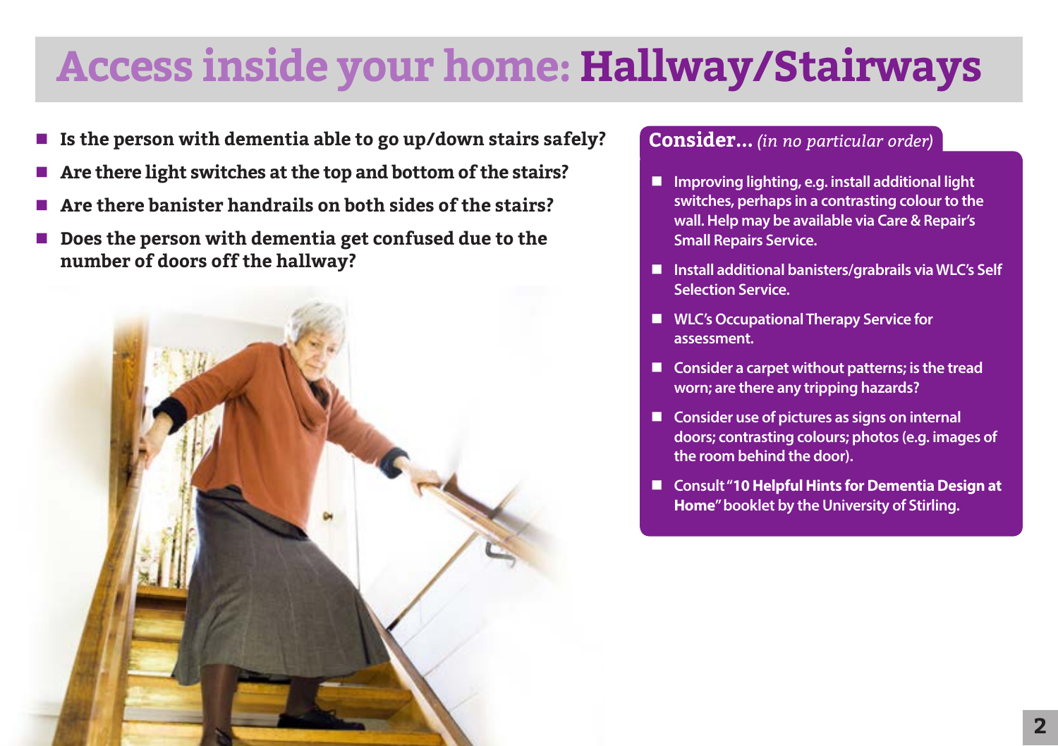# Access inside your home: Hallway/Stairways

- **Is the person with dementia able to go up/down stairs safely?**
- **Are there light switches at the top and bottom of the stairs?**
- **Are there banister handrails on both sides of the stairs?**
- **Does the person with dementia get confused due to the number of doors off the hallway?**

## Consider... *(in no particular order)*

- Improving lighting, e.g. install additional light switches, perhaps in a contrasting colour to the wall. Help may be available via Care & Repair's Small Repairs Service.
- Install additional banisters/grabrails via WLC's Self Selection Service.
- WLC's Occupational Therapy Service for assessment.
- Consider a carpet without patterns; is the tread worn; are there any tripping hazards?
- Consider use of pictures as signs on internal doors; contrasting colours; photos (e.g. images of the room behind the door).
- Consult "**10 Helpful Hints for Dementia Design at Home**" booklet by the University of Stirling.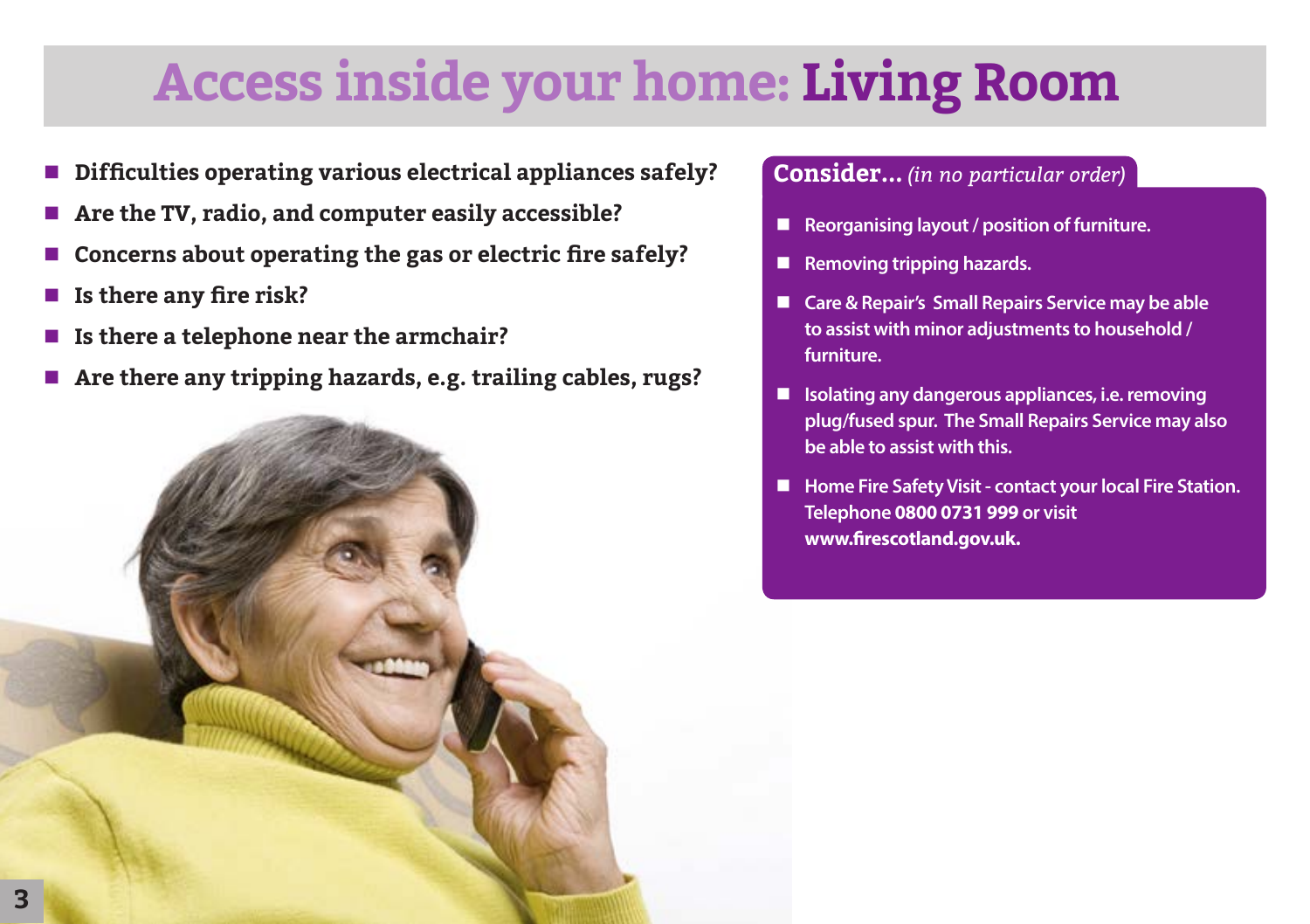# Access inside your home: Living Room

- **Difficulties operating various electrical appliances safely?**
- **Are the TV, radio, and computer easily accessible?**
- **Concerns about operating the gas or electric fire safely?**
- **Is there any fire risk?**
- **Is there a telephone near the armchair?**
- **Are there any tripping hazards, e.g. trailing cables, rugs?**

## Consider... *(in no particular order)*

- Reorganising layout / position of furniture.
- Removing tripping hazards.
- Care & Repair's Small Repairs Service may be able to assist with minor adjustments to household / furniture.
- Isolating any dangerous appliances, i.e. removing plug/fused spur. The Small Repairs Service may also be able to assist with this.
- Home Fire Safety Visit - contact your local Fire Station. Telephone **0800 0731 999** or visit **www.firescotland.gov.uk.**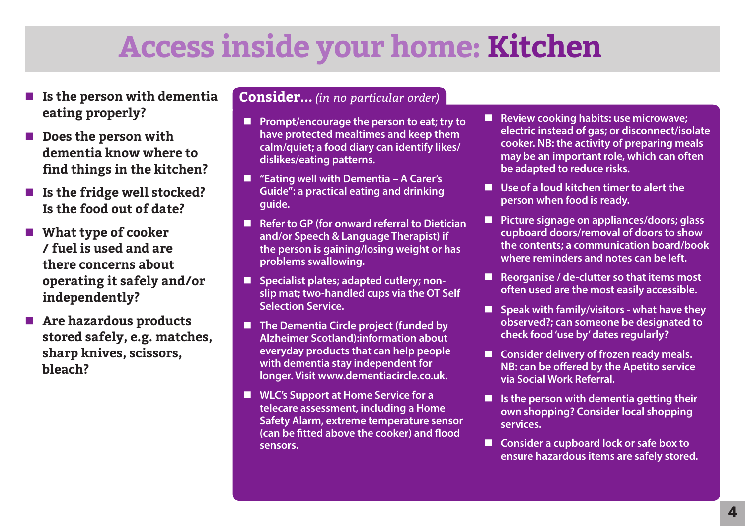# Access inside your home: Kitchen

- **Is the person with dementia eating properly?**
- **Does the person with dementia know where to find things in the kitchen?**
- **Is the fridge well stocked? Is the food out of date?**
- **What type of cooker / fuel is used and are there concerns about operating it safely and/or independently?**
- **Are hazardous products stored safely, e.g. matches, sharp knives, scissors, bleach?**

## Consider... *(in no particular order)*

- Prompt/encourage the person to eat; try to have protected mealtimes and keep them calm/quiet; a food diary can identify likes/dislikes/eating patterns.
- "Eating well with Dementia – A Carer's Guide": a practical eating and drinking guide.
- Refer to GP (for onward referral to Dietician and/or Speech & Language Therapist) if the person is gaining/losing weight or has problems swallowing.
- Specialist plates; adapted cutlery; non-slip mat; two-handled cups via the OT Self Selection Service.
- The Dementia Circle project (funded by Alzheimer Scotland):information about everyday products that can help people with dementia stay independent for longer. Visit www.dementiacircle.co.uk.
- WLC's Support at Home Service for a telecare assessment, including a Home Safety Alarm, extreme temperature sensor (can be fitted above the cooker) and flood sensors.
- Review cooking habits: use microwave; electric instead of gas; or disconnect/isolate cooker. NB: the activity of preparing meals may be an important role, which can often be adapted to reduce risks.
- Use of a loud kitchen timer to alert the person when food is ready.
- Picture signage on appliances/doors; glass cupboard doors/removal of doors to show the contents; a communication board/book where reminders and notes can be left.
- Reorganise / de-clutter so that items most often used are the most easily accessible.
- Speak with family/visitors - what have they observed?; can someone be designated to check food 'use by' dates regularly?
- Consider delivery of frozen ready meals. NB: can be offered by the Apetito service via Social Work Referral.
- Is the person with dementia getting their own shopping? Consider local shopping services.
- Consider a cupboard lock or safe box to ensure hazardous items are safely stored.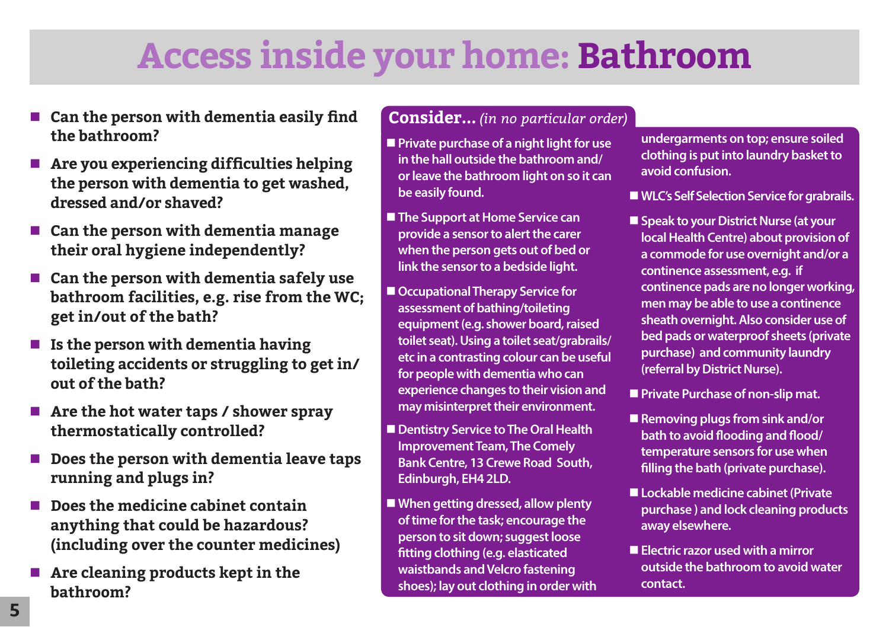# Access inside your home: Bathroom

- **Can the person with dementia easily find the bathroom?**
- **Are you experiencing difficulties helping the person with dementia to get washed, dressed and/or shaved?**
- **Can the person with dementia manage their oral hygiene independently?**
- **Can the person with dementia safely use bathroom facilities, e.g. rise from the WC; get in/out of the bath?**
- **Is the person with dementia having toileting accidents or struggling to get in/out of the bath?**
- **Are the hot water taps / shower spray thermostatically controlled?**
- **Does the person with dementia leave taps running and plugs in?**
- **Does the medicine cabinet contain anything that could be hazardous? (including over the counter medicines)**
- **Are cleaning products kept in the bathroom?**

## Consider... *(in no particular order)*

- Private purchase of a night light for use in the hall outside the bathroom and/or leave the bathroom light on so it can be easily found.
- The Support at Home Service can provide a sensor to alert the carer when the person gets out of bed or link the sensor to a bedside light.
- Occupational Therapy Service for assessment of bathing/toileting equipment (e.g. shower board, raised toilet seat). Using a toilet seat/grabrails/etc in a contrasting colour can be useful for people with dementia who can experience changes to their vision and may misinterpret their environment.
- Dentistry Service to The Oral Health Improvement Team, The Comely Bank Centre, 13 Crewe Road South, Edinburgh, EH4 2LD.
- When getting dressed, allow plenty of time for the task; encourage the person to sit down; suggest loose fitting clothing (e.g. elasticated waistbands and Velcro fastening shoes); lay out clothing in order with undergarments on top; ensure soiled clothing is put into laundry basket to avoid confusion.
- WLC's Self Selection Service for grabrails.
- Speak to your District Nurse (at your local Health Centre) about provision of a commode for use overnight and/or a continence assessment, e.g. if continence pads are no longer working, men may be able to use a continence sheath overnight. Also consider use of bed pads or waterproof sheets (private purchase) and community laundry (referral by District Nurse).
- Private Purchase of non-slip mat.
- Removing plugs from sink and/or bath to avoid flooding and flood/temperature sensors for use when filling the bath (private purchase).
- Lockable medicine cabinet (Private purchase ) and lock cleaning products away elsewhere.
- Electric razor used with a mirror outside the bathroom to avoid water contact.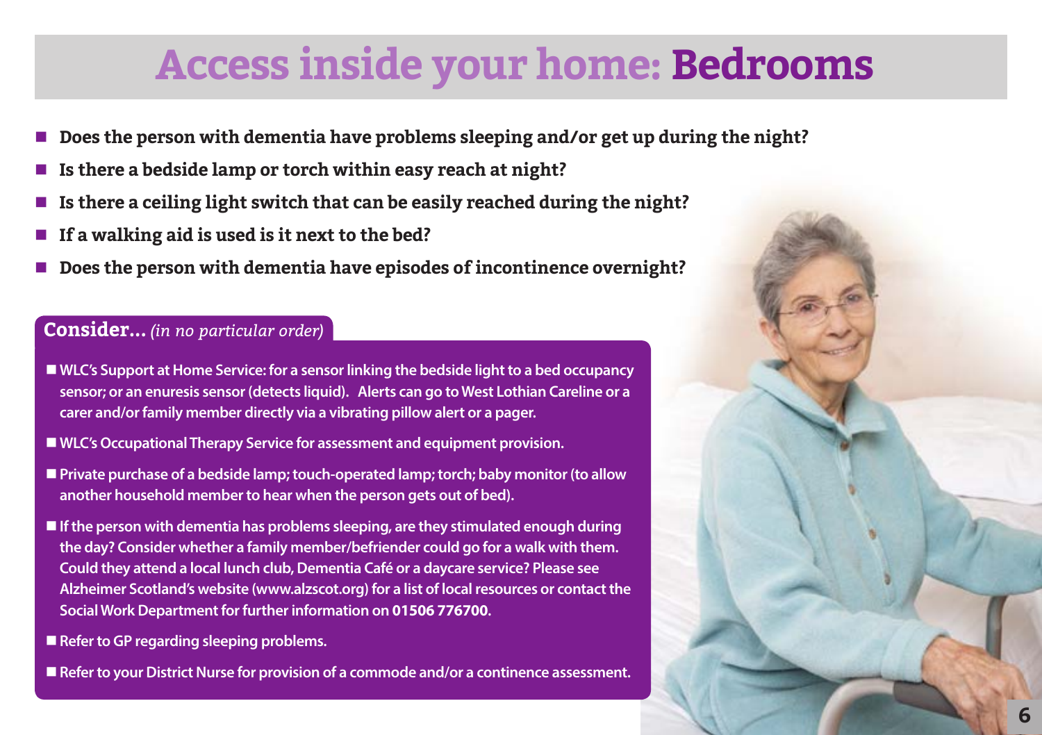# Access inside your home: Bedrooms

- **Does the person with dementia have problems sleeping and/or get up during the night?**
- **Is there a bedside lamp or torch within easy reach at night?**
- **Is there a ceiling light switch that can be easily reached during the night?**
- **If a walking aid is used is it next to the bed?**
- **Does the person with dementia have episodes of incontinence overnight?**

## Consider... *(in no particular order)*

- WLC's Support at Home Service: for a sensor linking the bedside light to a bed occupancy sensor; or an enuresis sensor (detects liquid). Alerts can go to West Lothian Careline or a carer and/or family member directly via a vibrating pillow alert or a pager.
- WLC's Occupational Therapy Service for assessment and equipment provision.
- Private purchase of a bedside lamp; touch-operated lamp; torch; baby monitor (to allow another household member to hear when the person gets out of bed).
- If the person with dementia has problems sleeping, are they stimulated enough during the day? Consider whether a family member/befriender could go for a walk with them. Could they attend a local lunch club, Dementia Café or a daycare service? Please see Alzheimer Scotland's website (www.alzscot.org) for a list of local resources or contact the Social Work Department for further information on **01506 776700**.
- Refer to GP regarding sleeping problems.
- Refer to your District Nurse for provision of a commode and/or a continence assessment.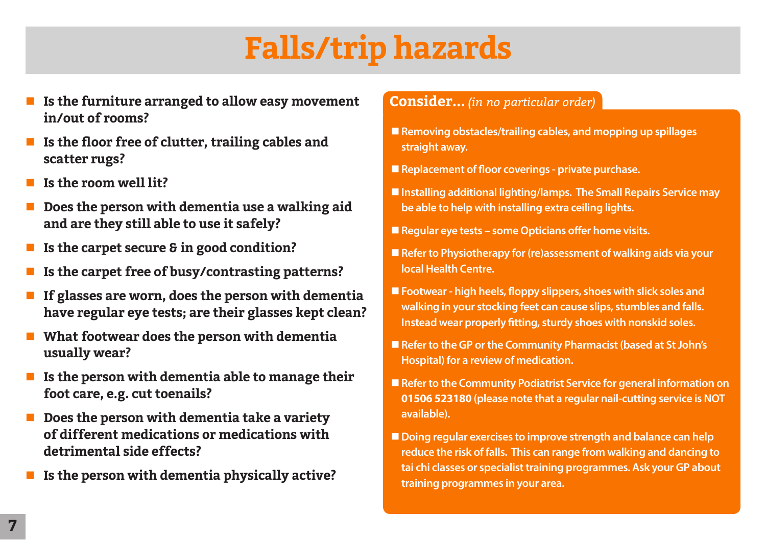# Falls/trip hazards

- **Is the furniture arranged to allow easy movement in/out of rooms?**
- **Is the floor free of clutter, trailing cables and scatter rugs?**
- **Is the room well lit?**
- **Does the person with dementia use a walking aid and are they still able to use it safely?**
- **Is the carpet secure & in good condition?**
- **Is the carpet free of busy/contrasting patterns?**
- **If glasses are worn, does the person with dementia have regular eye tests; are their glasses kept clean?**
- **What footwear does the person with dementia usually wear?**
- **Is the person with dementia able to manage their foot care, e.g. cut toenails?**
- **Does the person with dementia take a variety of different medications or medications with detrimental side effects?**
- **Is the person with dementia physically active?**

**Consider...** *(in no particular order)*

- Removing obstacles/trailing cables, and mopping up spillages straight away.
- Replacement of floor coverings - private purchase.
- Installing additional lighting/lamps. The Small Repairs Service may be able to help with installing extra ceiling lights.
- Regular eye tests – some Opticians offer home visits.
- Refer to Physiotherapy for (re)assessment of walking aids via your local Health Centre.
- Footwear - high heels, floppy slippers, shoes with slick soles and walking in your stocking feet can cause slips, stumbles and falls. Instead wear properly fitting, sturdy shoes with nonskid soles.
- Refer to the GP or the Community Pharmacist (based at St John's Hospital) for a review of medication.
- Refer to the Community Podiatrist Service for general information on **01506 523180** (please note that a regular nail-cutting service is NOT available).
- Doing regular exercises to improve strength and balance can help reduce the risk of falls. This can range from walking and dancing to tai chi classes or specialist training programmes. Ask your GP about training programmes in your area.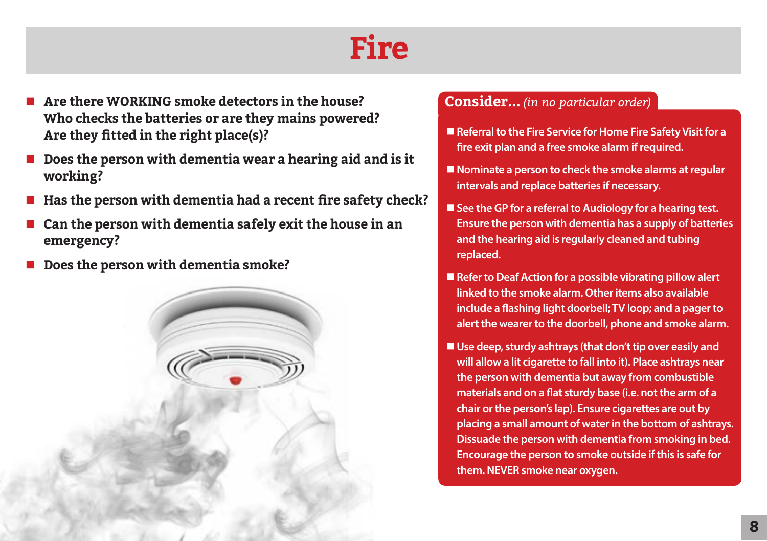# Fire

- **Are there WORKING smoke detectors in the house? Who checks the batteries or are they mains powered? Are they fitted in the right place(s)?**
- **Does the person with dementia wear a hearing aid and is it working?**
- **Has the person with dementia had a recent fire safety check?**
- **Can the person with dementia safely exit the house in an emergency?**
- **Does the person with dementia smoke?**

## Consider... *(in no particular order)*

- Referral to the Fire Service for Home Fire Safety Visit for a fire exit plan and a free smoke alarm if required.
- Nominate a person to check the smoke alarms at regular intervals and replace batteries if necessary.
- See the GP for a referral to Audiology for a hearing test. Ensure the person with dementia has a supply of batteries and the hearing aid is regularly cleaned and tubing replaced.
- Refer to Deaf Action for a possible vibrating pillow alert linked to the smoke alarm. Other items also available include a flashing light doorbell; TV loop; and a pager to alert the wearer to the doorbell, phone and smoke alarm.
- Use deep, sturdy ashtrays (that don't tip over easily and will allow a lit cigarette to fall into it). Place ashtrays near the person with dementia but away from combustible materials and on a flat sturdy base (i.e. not the arm of a chair or the person's lap). Ensure cigarettes are out by placing a small amount of water in the bottom of ashtrays. Dissuade the person with dementia from smoking in bed. Encourage the person to smoke outside if this is safe for them. NEVER smoke near oxygen.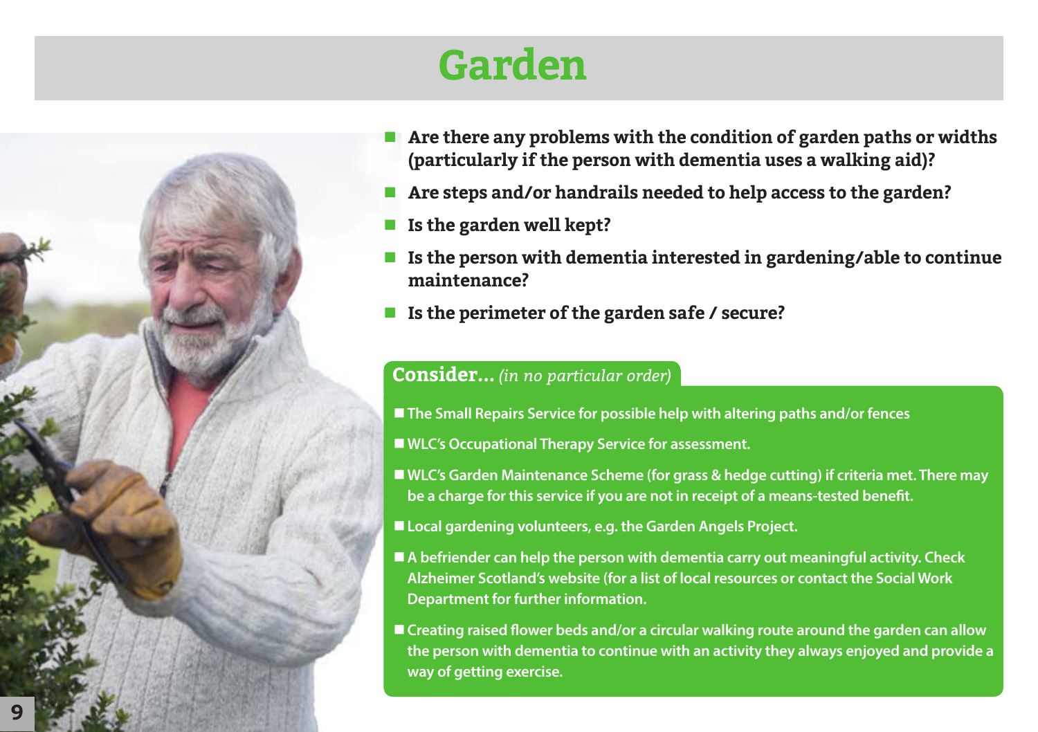# Garden

- **Are there any problems with the condition of garden paths or widths (particularly if the person with dementia uses a walking aid)?**
- **Are steps and/or handrails needed to help access to the garden?**
- **Is the garden well kept?**
- **Is the person with dementia interested in gardening/able to continue maintenance?**
- **Is the perimeter of the garden safe / secure?**

**Consider...** *(in no particular order)*

- The Small Repairs Service for possible help with altering paths and/or fences
- WLC's Occupational Therapy Service for assessment.
- WLC's Garden Maintenance Scheme (for grass & hedge cutting) if criteria met. There may be a charge for this service if you are not in receipt of a means-tested benefit.
- Local gardening volunteers, e.g. the Garden Angels Project.
- A befriender can help the person with dementia carry out meaningful activity. Check Alzheimer Scotland's website (for a list of local resources or contact the Social Work Department for further information.
- Creating raised flower beds and/or a circular walking route around the garden can allow the person with dementia to continue with an activity they always enjoyed and provide a way of getting exercise.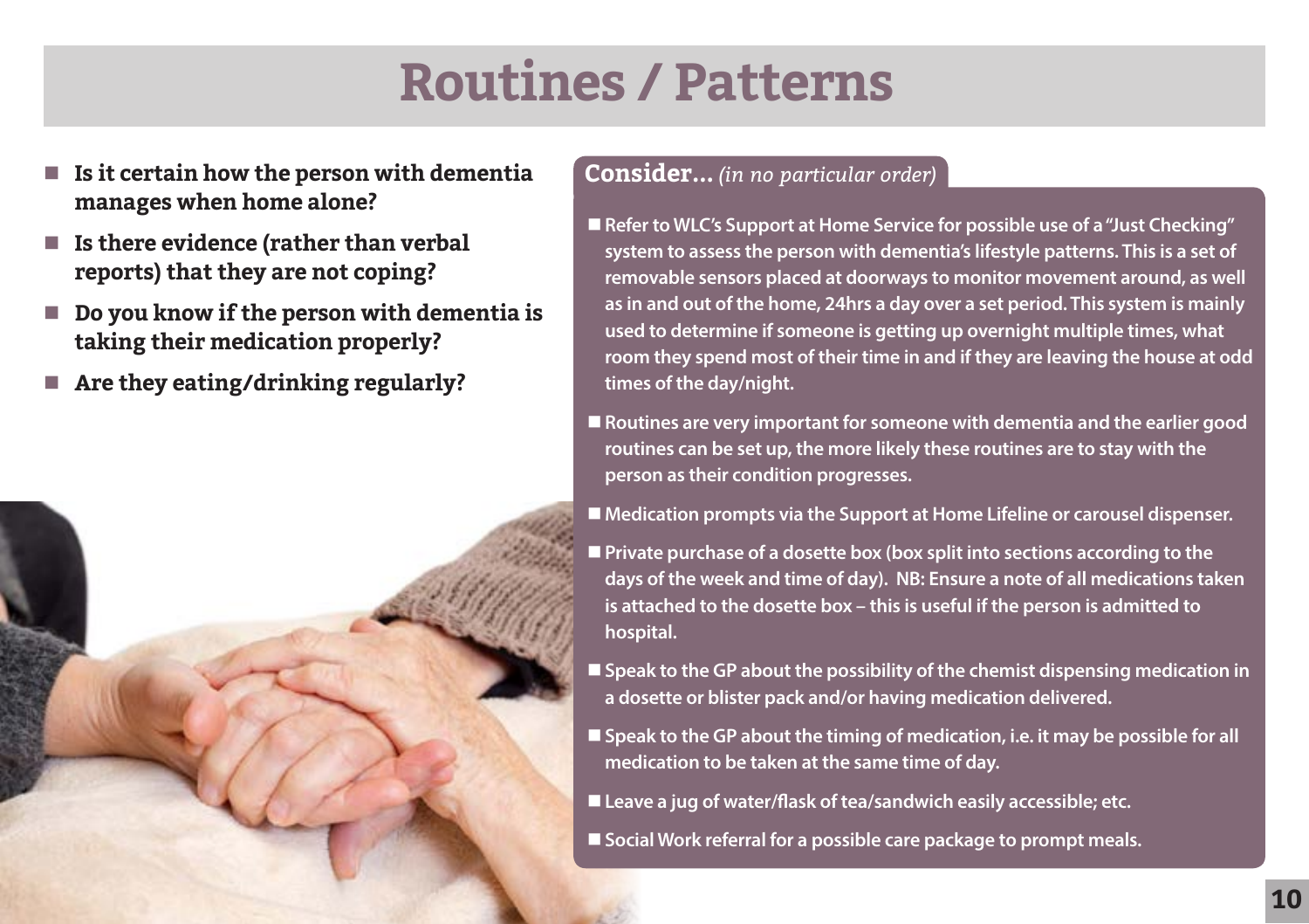# Routines / Patterns

- **Is it certain how the person with dementia manages when home alone?**
- **Is there evidence (rather than verbal reports) that they are not coping?**
- **Do you know if the person with dementia is taking their medication properly?**
- **Are they eating/drinking regularly?**

## Consider... *(in no particular order)*

- Refer to WLC's Support at Home Service for possible use of a "Just Checking" system to assess the person with dementia's lifestyle patterns. This is a set of removable sensors placed at doorways to monitor movement around, as well as in and out of the home, 24hrs a day over a set period. This system is mainly used to determine if someone is getting up overnight multiple times, what room they spend most of their time in and if they are leaving the house at odd times of the day/night.
- Routines are very important for someone with dementia and the earlier good routines can be set up, the more likely these routines are to stay with the person as their condition progresses.
- Medication prompts via the Support at Home Lifeline or carousel dispenser.
- Private purchase of a dosette box (box split into sections according to the days of the week and time of day). NB: Ensure a note of all medications taken is attached to the dosette box – this is useful if the person is admitted to hospital.
- Speak to the GP about the possibility of the chemist dispensing medication in a dosette or blister pack and/or having medication delivered.
- Speak to the GP about the timing of medication, i.e. it may be possible for all medication to be taken at the same time of day.
- Leave a jug of water/flask of tea/sandwich easily accessible; etc.
- Social Work referral for a possible care package to prompt meals.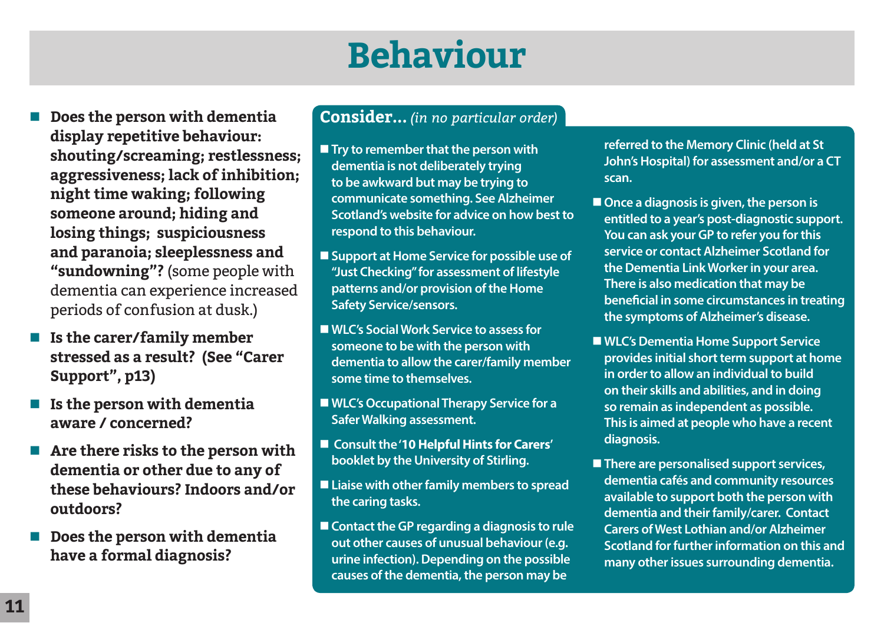# Behaviour

- **Does the person with dementia display repetitive behaviour: shouting/screaming; restlessness; aggressiveness; lack of inhibition; night time waking; following someone around; hiding and losing things; suspiciousness and paranoia; sleeplessness and "sundowning"?** (some people with dementia can experience increased periods of confusion at dusk.)
- **Is the carer/family member stressed as a result? (See "Carer Support", p13)**
- **Is the person with dementia aware / concerned?**
- **Are there risks to the person with dementia or other due to any of these behaviours? Indoors and/or outdoors?**
- **Does the person with dementia have a formal diagnosis?**

## Consider... *(in no particular order)*

- Try to remember that the person with dementia is not deliberately trying to be awkward but may be trying to communicate something. See Alzheimer Scotland's website for advice on how best to respond to this behaviour.
- Support at Home Service for possible use of "Just Checking" for assessment of lifestyle patterns and/or provision of the Home Safety Service/sensors.
- WLC's Social Work Service to assess for someone to be with the person with dementia to allow the carer/family member some time to themselves.
- WLC's Occupational Therapy Service for a Safer Walking assessment.
- Consult the '**10 Helpful Hints for Carers**' booklet by the University of Stirling.
- Liaise with other family members to spread the caring tasks.
- Contact the GP regarding a diagnosis to rule out other causes of unusual behaviour (e.g. urine infection). Depending on the possible causes of the dementia, the person may be referred to the Memory Clinic (held at St John's Hospital) for assessment and/or a CT scan.
- Once a diagnosis is given, the person is entitled to a year's post-diagnostic support. You can ask your GP to refer you for this service or contact Alzheimer Scotland for the Dementia Link Worker in your area. There is also medication that may be beneficial in some circumstances in treating the symptoms of Alzheimer's disease.
- WLC's Dementia Home Support Service provides initial short term support at home in order to allow an individual to build on their skills and abilities, and in doing so remain as independent as possible. This is aimed at people who have a recent diagnosis.
- There are personalised support services, dementia cafés and community resources available to support both the person with dementia and their family/carer. Contact Carers of West Lothian and/or Alzheimer Scotland for further information on this and many other issues surrounding dementia.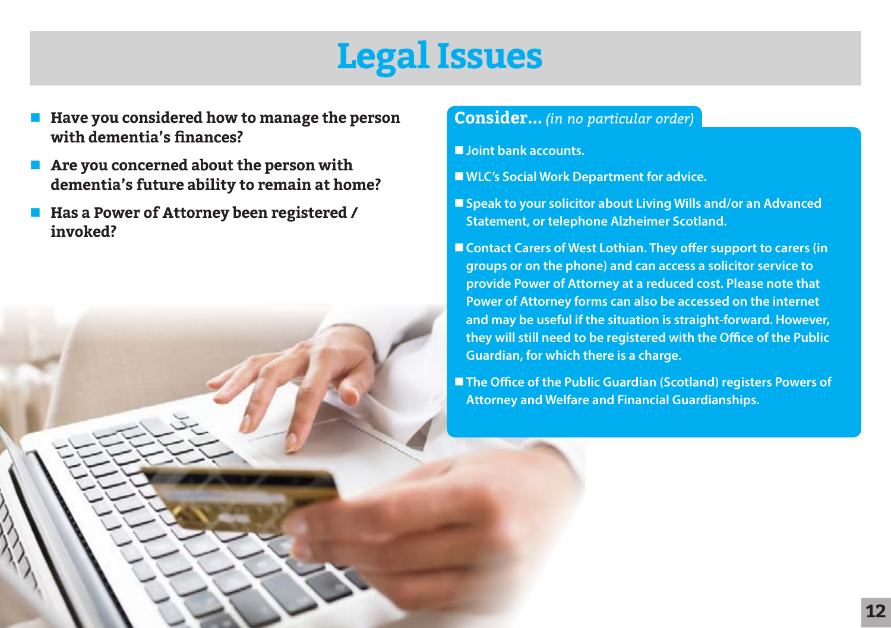# Legal Issues

- **Have you considered how to manage the person with dementia's finances?**
- **Are you concerned about the person with dementia's future ability to remain at home?**
- **Has a Power of Attorney been registered / invoked?**

## Consider... *(in no particular order)*

- Joint bank accounts.
- WLC's Social Work Department for advice.
- Speak to your solicitor about Living Wills and/or an Advanced Statement, or telephone Alzheimer Scotland.
- Contact Carers of West Lothian. They offer support to carers (in groups or on the phone) and can access a solicitor service to provide Power of Attorney at a reduced cost. Please note that Power of Attorney forms can also be accessed on the internet and may be useful if the situation is straight-forward. However, they will still need to be registered with the Office of the Public Guardian, for which there is a charge.
- The Office of the Public Guardian (Scotland) registers Powers of Attorney and Welfare and Financial Guardianships.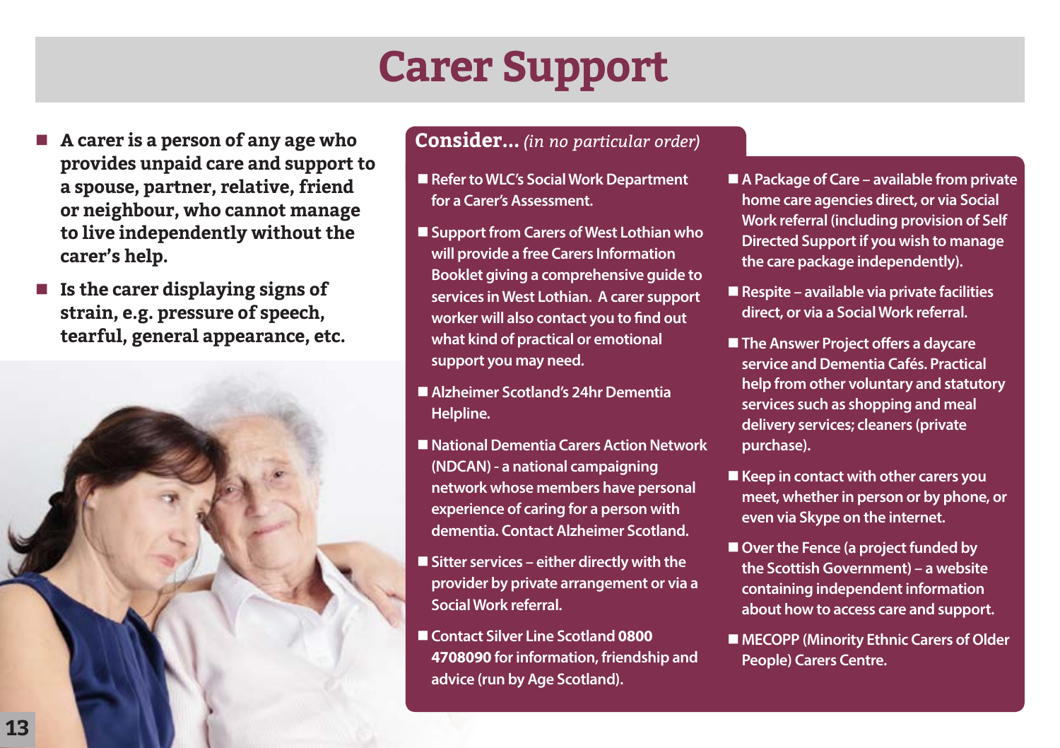# Carer Support

- **A carer is a person of any age who provides unpaid care and support to a spouse, partner, relative, friend or neighbour, who cannot manage to live independently without the carer's help.**
- **Is the carer displaying signs of strain, e.g. pressure of speech, tearful, general appearance, etc.**

## Consider... *(in no particular order)*

- Refer to WLC's Social Work Department for a Carer's Assessment.
- Support from Carers of West Lothian who will provide a free Carers Information Booklet giving a comprehensive guide to services in West Lothian. A carer support worker will also contact you to find out what kind of practical or emotional support you may need.
- Alzheimer Scotland's 24hr Dementia Helpline.
- National Dementia Carers Action Network (NDCAN) - a national campaigning network whose members have personal experience of caring for a person with dementia. Contact Alzheimer Scotland.
- Sitter services – either directly with the provider by private arrangement or via a Social Work referral.
- Contact Silver Line Scotland **0800 4708090** for information, friendship and advice (run by Age Scotland).
- A Package of Care – available from private home care agencies direct, or via Social Work referral (including provision of Self Directed Support if you wish to manage the care package independently).
- Respite – available via private facilities direct, or via a Social Work referral.
- The Answer Project offers a daycare service and Dementia Cafés. Practical help from other voluntary and statutory services such as shopping and meal delivery services; cleaners (private purchase).
- Keep in contact with other carers you meet, whether in person or by phone, or even via Skype on the internet.
- Over the Fence (a project funded by the Scottish Government) – a website containing independent information about how to access care and support.
- MECOPP (Minority Ethnic Carers of Older People) Carers Centre.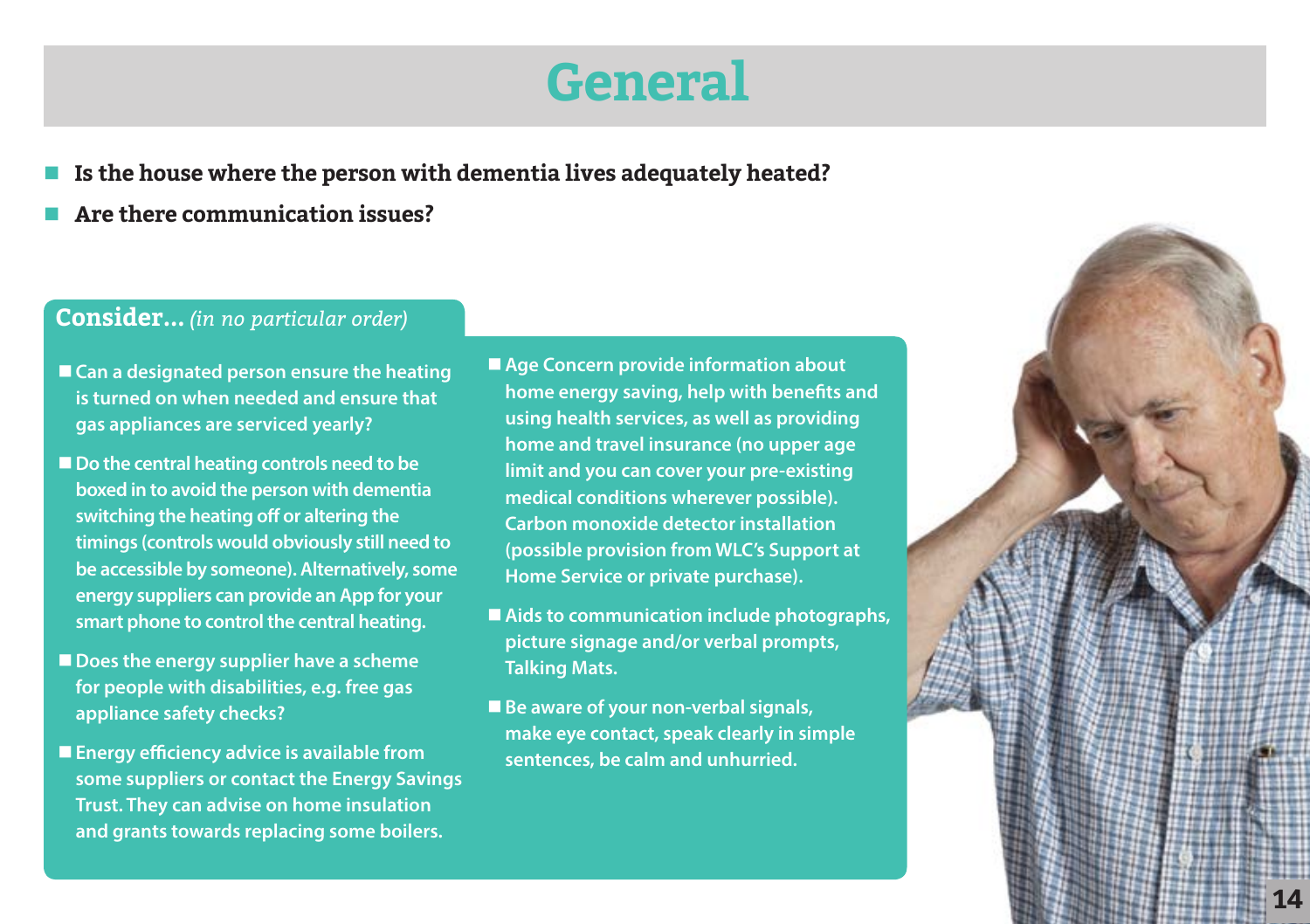# General

- **Is the house where the person with dementia lives adequately heated?**
- **Are there communication issues?**

## Consider... *(in no particular order)*

- Can a designated person ensure the heating is turned on when needed and ensure that gas appliances are serviced yearly?
- Do the central heating controls need to be boxed in to avoid the person with dementia switching the heating off or altering the timings (controls would obviously still need to be accessible by someone). Alternatively, some energy suppliers can provide an App for your smart phone to control the central heating.
- Does the energy supplier have a scheme for people with disabilities, e.g. free gas appliance safety checks?
- Energy efficiency advice is available from some suppliers or contact the Energy Savings Trust. They can advise on home insulation and grants towards replacing some boilers.
- Age Concern provide information about home energy saving, help with benefits and using health services, as well as providing home and travel insurance (no upper age limit and you can cover your pre-existing medical conditions wherever possible). Carbon monoxide detector installation (possible provision from WLC's Support at Home Service or private purchase).
- Aids to communication include photographs, picture signage and/or verbal prompts, Talking Mats.
- Be aware of your non-verbal signals, make eye contact, speak clearly in simple sentences, be calm and unhurried.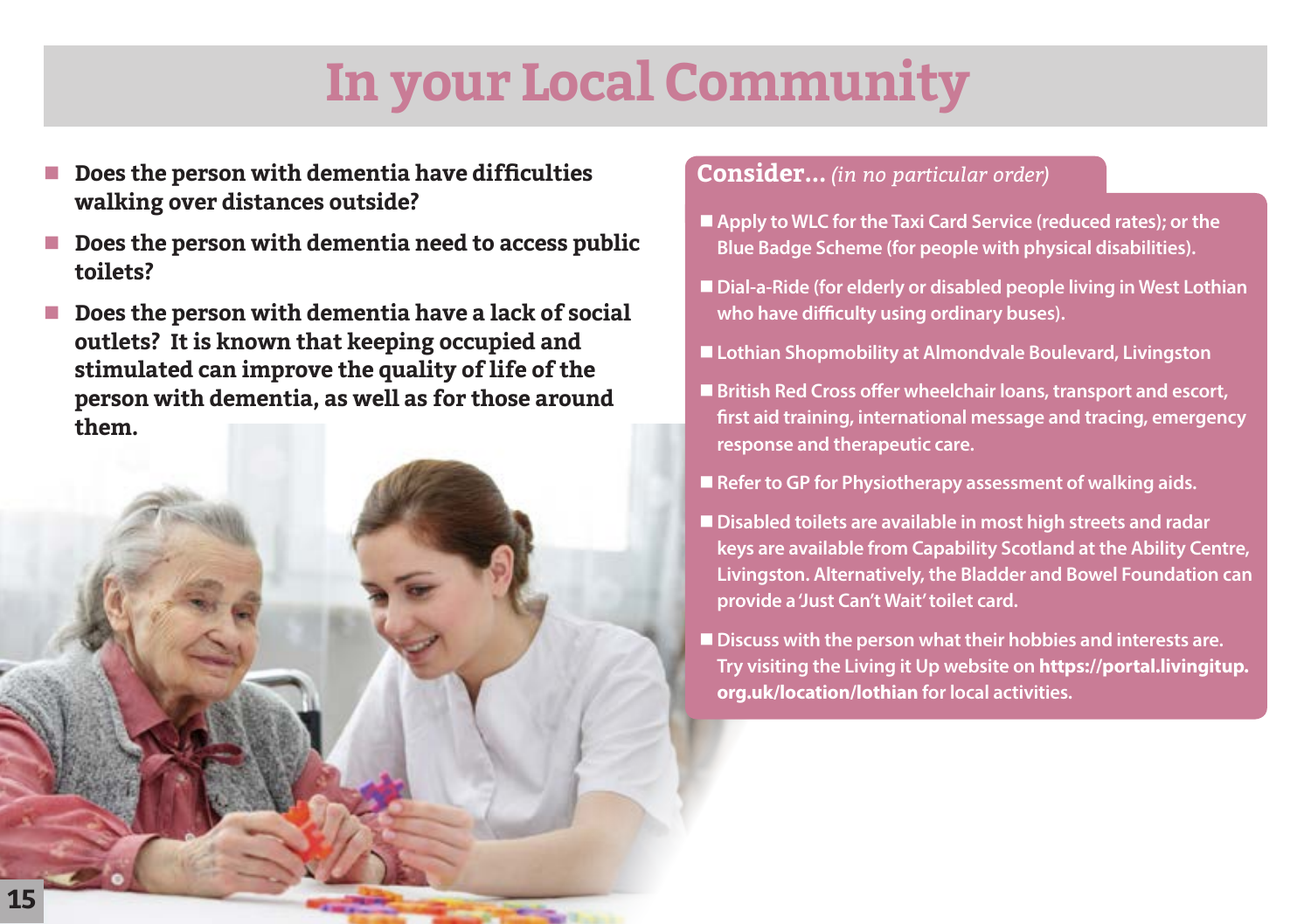# In your Local Community

- **Does the person with dementia have difficulties walking over distances outside?**
- **Does the person with dementia need to access public toilets?**
- **Does the person with dementia have a lack of social outlets? It is known that keeping occupied and stimulated can improve the quality of life of the person with dementia, as well as for those around them.**

## Consider... *(in no particular order)*

- **Apply to WLC for the Taxi Card Service (reduced rates); or the Blue Badge Scheme (for people with physical disabilities).**
- **Dial-a-Ride (for elderly or disabled people living in West Lothian who have difficulty using ordinary buses).**
- **Lothian Shopmobility at Almondvale Boulevard, Livingston**
- **British Red Cross offer wheelchair loans, transport and escort, first aid training, international message and tracing, emergency response and therapeutic care.**
- **Refer to GP for Physiotherapy assessment of walking aids.**
- **Disabled toilets are available in most high streets and radar keys are available from Capability Scotland at the Ability Centre, Livingston. Alternatively, the Bladder and Bowel Foundation can provide a 'Just Can't Wait' toilet card.**
- **Discuss with the person what their hobbies and interests are. Try visiting the Living it Up website on https://portal.livingitup.org.uk/location/lothian for local activities.**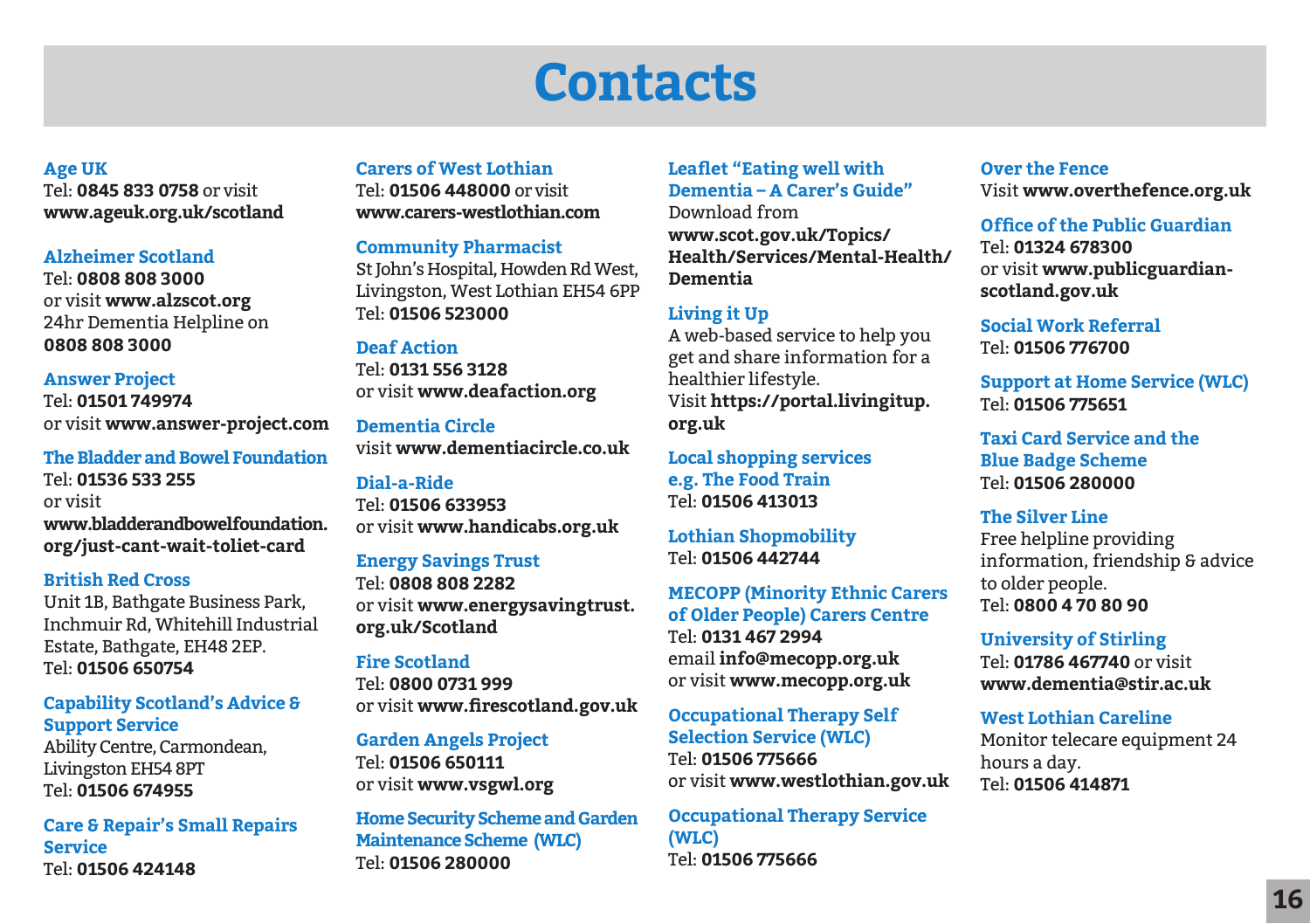# Contacts

**Age UK**
Tel: **0845 833 0758** or visit **www.ageuk.org.uk/scotland**

**Alzheimer Scotland**
Tel: **0808 808 3000**
or visit **www.alzscot.org**
24hr Dementia Helpline on **0808 808 3000**

**Answer Project**
Tel: **01501 749974**
or visit **www.answer-project.com**

**The Bladder and Bowel Foundation**
Tel: **01536 533 255**
or visit
**www.bladderandbowelfoundation.org/just-cant-wait-toliet-card**

**British Red Cross**
Unit 1B, Bathgate Business Park, Inchmuir Rd, Whitehill Industrial Estate, Bathgate, EH48 2EP.
Tel: **01506 650754**

**Capability Scotland's Advice & Support Service**
Ability Centre, Carmondean, Livingston EH54 8PT
Tel: **01506 674955**

**Care & Repair's Small Repairs Service**
Tel: **01506 424148**

**Carers of West Lothian**
Tel: **01506 448000** or visit **www.carers-westlothian.com**

**Community Pharmacist**
St John's Hospital, Howden Rd West, Livingston, West Lothian EH54 6PP
Tel: **01506 523000**

**Deaf Action**
Tel: **0131 556 3128**
or visit **www.deafaction.org**

**Dementia Circle**
visit **www.dementiacircle.co.uk**

**Dial-a-Ride**
Tel: **01506 633953**
or visit **www.handicabs.org.uk**

**Energy Savings Trust**
Tel: **0808 808 2282**
or visit **www.energysavingtrust.org.uk/Scotland**

**Fire Scotland**
Tel: **0800 0731 999**
or visit **www.firescotland.gov.uk**

**Garden Angels Project**
Tel: **01506 650111**
or visit **www.vsgwl.org**

**Home Security Scheme and Garden Maintenance Scheme (WLC)**
Tel: **01506 280000**

**Leaflet "Eating well with Dementia – A Carer's Guide"**
Download from
**www.scot.gov.uk/Topics/Health/Services/Mental-Health/Dementia**

**Living it Up**
A web-based service to help you get and share information for a healthier lifestyle.
Visit **https://portal.livingitup.org.uk**

**Local shopping services e.g. The Food Train**
Tel: **01506 413013**

**Lothian Shopmobility**
Tel: **01506 442744**

**MECOPP (Minority Ethnic Carers of Older People) Carers Centre**
Tel: **0131 467 2994**
email **info@mecopp.org.uk**
or visit **www.mecopp.org.uk**

**Occupational Therapy Self Selection Service (WLC)**
Tel: **01506 775666**
or visit **www.westlothian.gov.uk**

**Occupational Therapy Service (WLC)**
Tel: **01506 775666**

**Over the Fence**
Visit **www.overthefence.org.uk**

**Office of the Public Guardian**
Tel: **01324 678300**
or visit **www.publicguardian-scotland.gov.uk**

**Social Work Referral**
Tel: **01506 776700**

**Support at Home Service (WLC)**
Tel: **01506 775651**

**Taxi Card Service and the Blue Badge Scheme**
Tel: **01506 280000**

**The Silver Line**
Free helpline providing information, friendship & advice to older people.
Tel: **0800 4 70 80 90**

**University of Stirling**
Tel: **01786 467740** or visit **www.dementia@stir.ac.uk**

**West Lothian Careline**
Monitor telecare equipment 24 hours a day.
Tel: **01506 414871**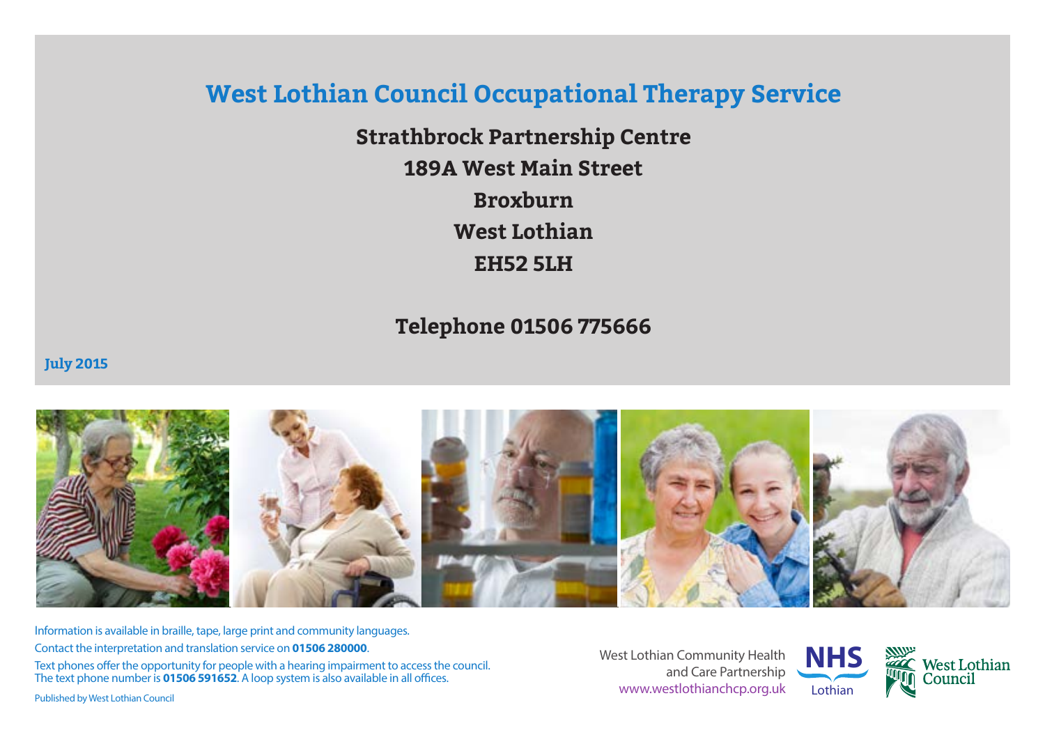# West Lothian Council Occupational Therapy Service

**Strathbrock Partnership Centre**

**189A West Main Street**

**Broxburn**

**West Lothian**

**EH52 5LH**

## Telephone 01506 775666

**July 2015**

Information is available in braille, tape, large print and community languages.

Contact the interpretation and translation service on **01506 280000**.

Text phones offer the opportunity for people with a hearing impairment to access the council. The text phone number is **01506 591652**. A loop system is also available in all offices.

Published by West Lothian Council

West Lothian Community Health and Care Partnership
www.westlothianchcp.org.uk

NHS Lothian

West Lothian Council